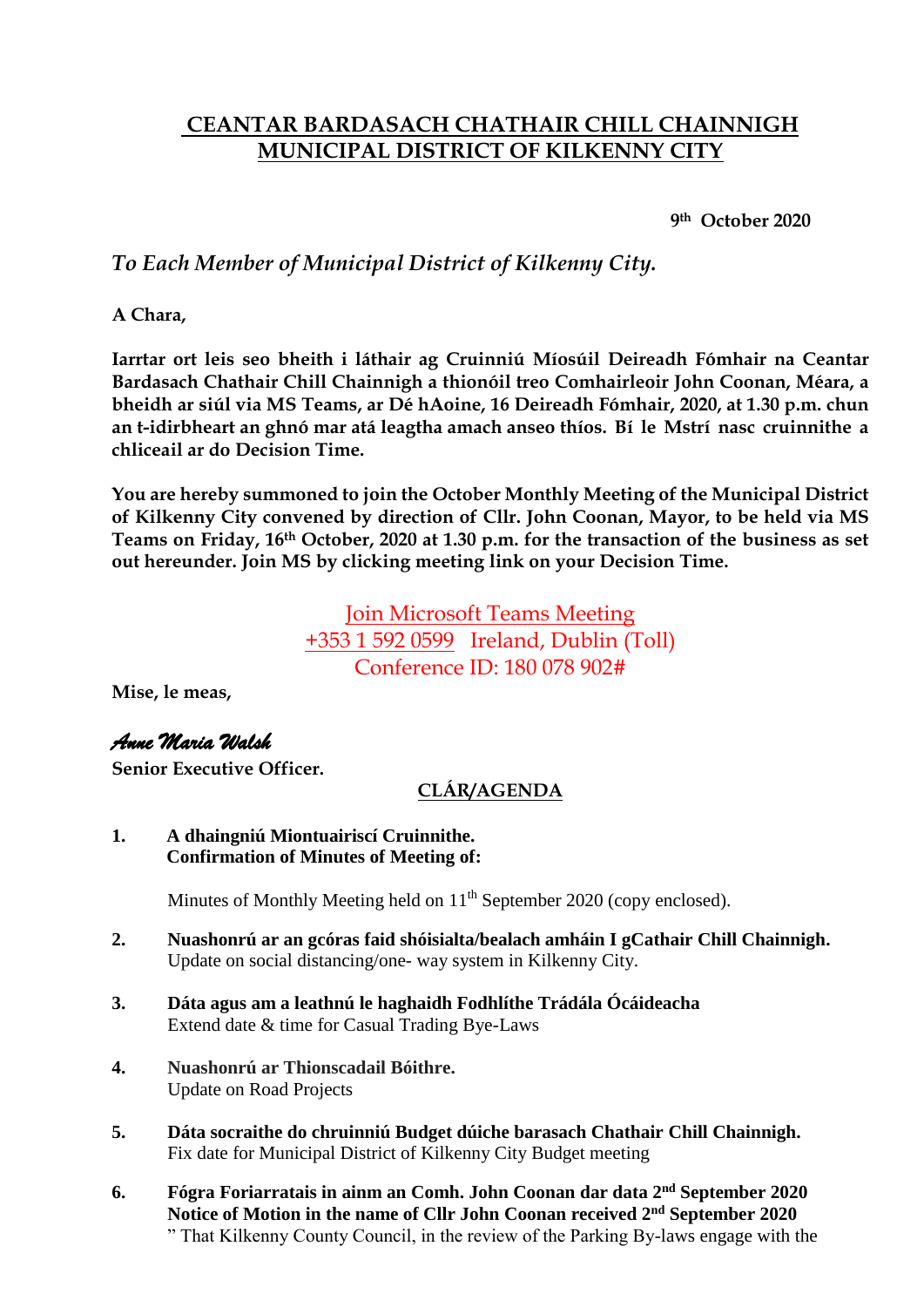# CEANTAR BARDASACH CHATHAIR CHILL CHAINNIGH
# MUNICIPAL DISTRICT OF KILKENNY CITY

**9th October 2020**

*To Each Member of Municipal District of Kilkenny City.*

**A Chara,**

**Iarrtar ort leis seo bheith i láthair ag Cruinniú Míosúil Deireadh Fómhair na Ceantar Bardasach Chathair Chill Chainnigh a thionóil treo Comhairleoir John Coonan, Méara, a bheidh ar siúl via MS Teams, ar Dé hAoine, 16 Deireadh Fómhair, 2020, at 1.30 p.m. chun an t-idirbheart an ghnó mar atá leagtha amach anseo thíos. Bí le Mstrí nasc cruinnithe a chliceail ar do Decision Time.**

**You are hereby summoned to join the October Monthly Meeting of the Municipal District of Kilkenny City convened by direction of Cllr. John Coonan, Mayor, to be held via MS Teams on Friday, 16th October, 2020 at 1.30 p.m. for the transaction of the business as set out hereunder. Join MS by clicking meeting link on your Decision Time.**

Join Microsoft Teams Meeting
+353 1 592 0599 Ireland, Dublin (Toll)
Conference ID: 180 078 902#

**Mise, le meas,**

*Anne Maria Walsh*
**Senior Executive Officer.**

## CLÁR/AGENDA

1. **A dhaingniú Miontuairiscí Cruinnithe.**
   **Confirmation of Minutes of Meeting of:**

   Minutes of Monthly Meeting held on 11th September 2020 (copy enclosed).

2. **Nuashonrú ar an gcóras faid shóisialta/bealach amháin I gCathair Chill Chainnigh.**
   Update on social distancing/one- way system in Kilkenny City.

3. **Dáta agus am a leathnú le haghaidh Fodhlíthe Trádála Ócáideacha**
   Extend date & time for Casual Trading Bye-Laws

4. **Nuashonrú ar Thionscadail Bóithre.**
   Update on Road Projects

5. **Dáta socraithe do chruinniú Budget dúiche barasach Chathair Chill Chainnigh.**
   Fix date for Municipal District of Kilkenny City Budget meeting

6. **Fógra Foriarratais in ainm an Comh. John Coonan dar data 2nd September 2020**
   **Notice of Motion in the name of Cllr John Coonan received 2nd September 2020**
   " That Kilkenny County Council, in the review of the Parking By-laws engage with the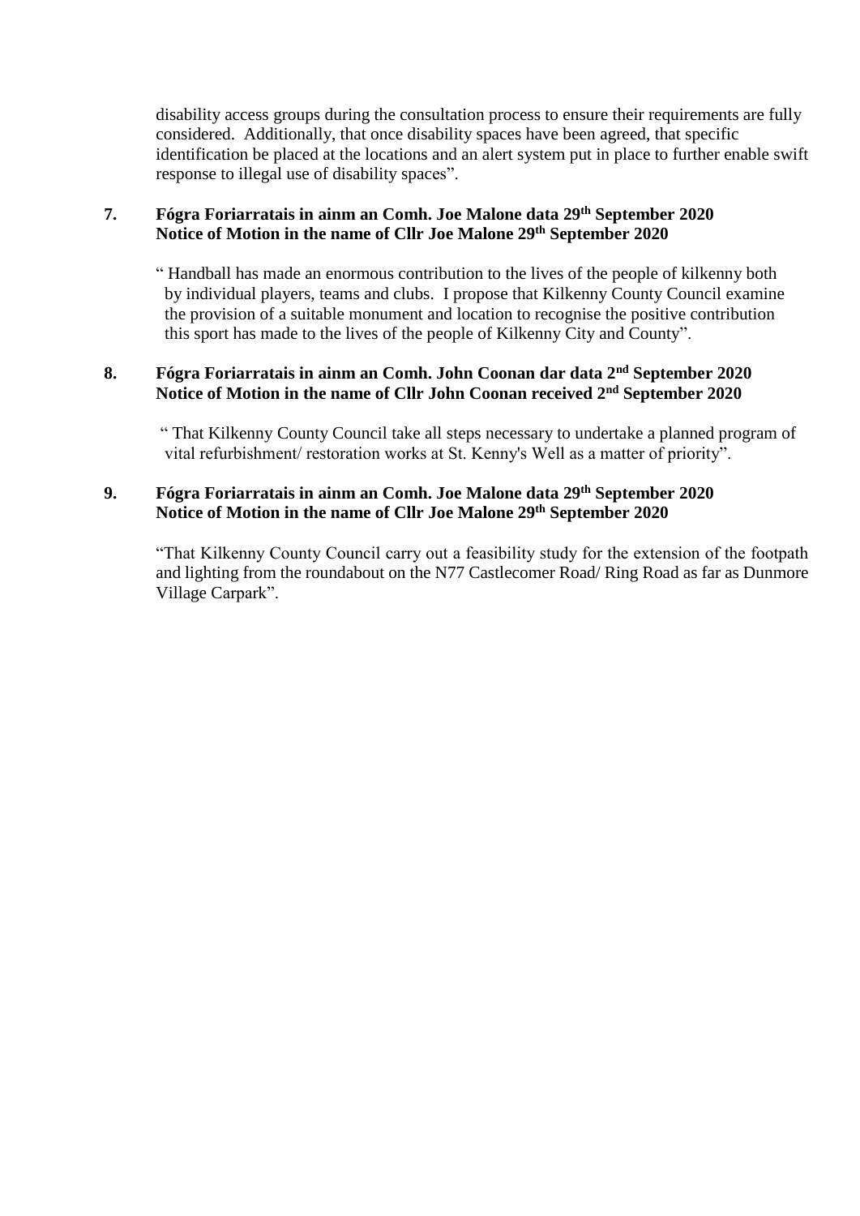disability access groups during the consultation process to ensure their requirements are fully considered. Additionally, that once disability spaces have been agreed, that specific identification be placed at the locations and an alert system put in place to further enable swift response to illegal use of disability spaces".

**7. Fógra Foriarratais in ainm an Comh. Joe Malone data 29th September 2020**
**Notice of Motion in the name of Cllr Joe Malone 29th September 2020**

" Handball has made an enormous contribution to the lives of the people of kilkenny both by individual players, teams and clubs. I propose that Kilkenny County Council examine the provision of a suitable monument and location to recognise the positive contribution this sport has made to the lives of the people of Kilkenny City and County".

**8. Fógra Foriarratais in ainm an Comh. John Coonan dar data 2nd September 2020**
**Notice of Motion in the name of Cllr John Coonan received 2nd September 2020**

" That Kilkenny County Council take all steps necessary to undertake a planned program of vital refurbishment/ restoration works at St. Kenny's Well as a matter of priority".

**9. Fógra Foriarratais in ainm an Comh. Joe Malone data 29th September 2020**
**Notice of Motion in the name of Cllr Joe Malone 29th September 2020**

"That Kilkenny County Council carry out a feasibility study for the extension of the footpath and lighting from the roundabout on the N77 Castlecomer Road/ Ring Road as far as Dunmore Village Carpark".